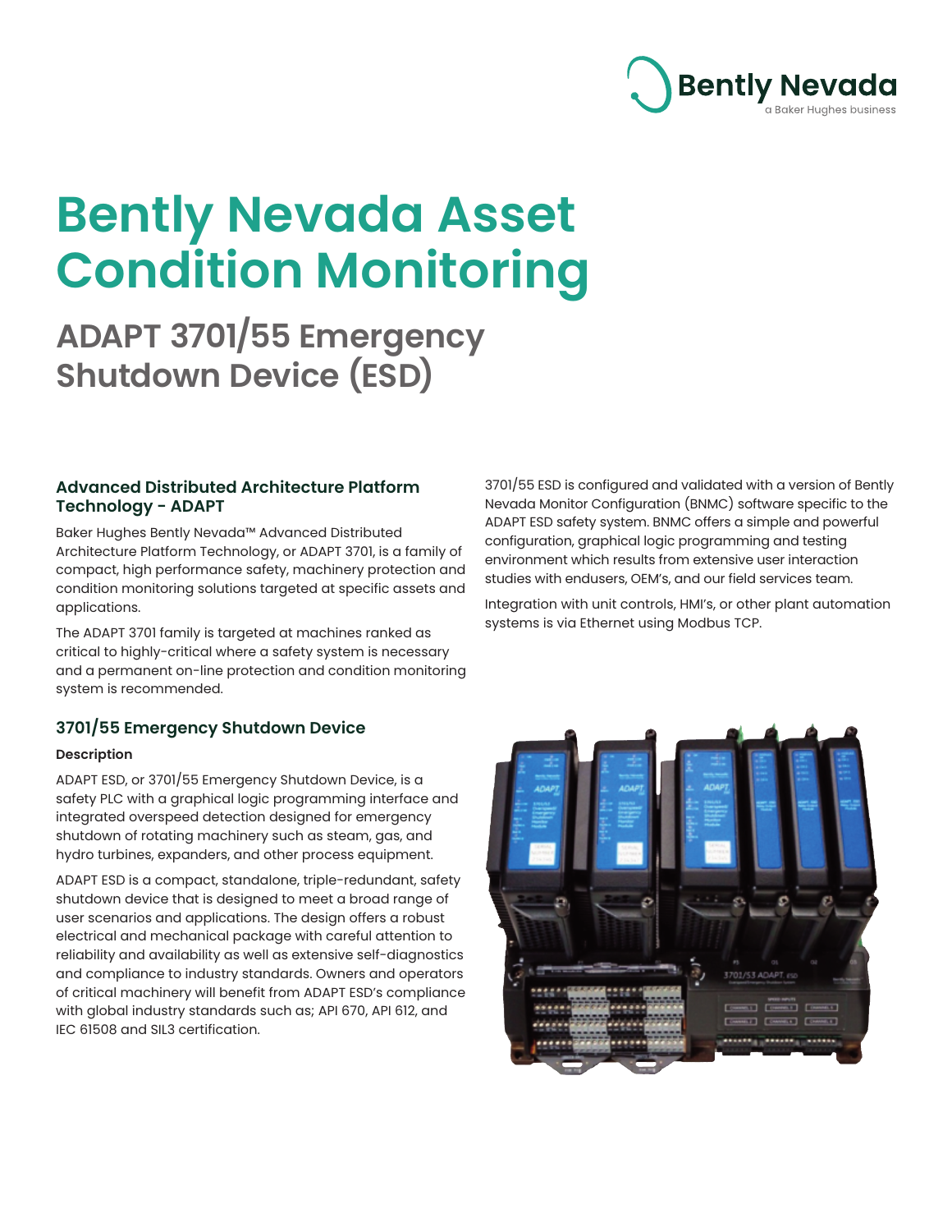# Bently Nevada Asset Condition Monitoring

## ADAPT 3701/55 Emergency Shutdown Device (ESD)

### Advanced Distributed Architecture Platform Technology - ADAPT

Baker Hughes Bently Nevada™ Advanced Distributed Architecture Platform Technology, or ADAPT 3701, is a family of compact, high performance safety, machinery protection and condition monitoring solutions targeted at specific assets and applications.

The ADAPT 3701 family is targeted at machines ranked as critical to highly-critical where a safety system is necessary and a permanent on-line protection and condition monitoring system is recommended.

### 3701/55 Emergency Shutdown Device

**Description**

ADAPT ESD, or 3701/55 Emergency Shutdown Device, is a safety PLC with a graphical logic programming interface and integrated overspeed detection designed for emergency shutdown of rotating machinery such as steam, gas, and hydro turbines, expanders, and other process equipment.

ADAPT ESD is a compact, standalone, triple-redundant, safety shutdown device that is designed to meet a broad range of user scenarios and applications. The design offers a robust electrical and mechanical package with careful attention to reliability and availability as well as extensive self-diagnostics and compliance to industry standards. Owners and operators of critical machinery will benefit from ADAPT ESD's compliance with global industry standards such as; API 670, API 612, and IEC 61508 and SIL3 certification.

3701/55 ESD is configured and validated with a version of Bently Nevada Monitor Configuration (BNMC) software specific to the ADAPT ESD safety system. BNMC offers a simple and powerful configuration, graphical logic programming and testing environment which results from extensive user interaction studies with endusers, OEM's, and our field services team.

Integration with unit controls, HMI's, or other plant automation systems is via Ethernet using Modbus TCP.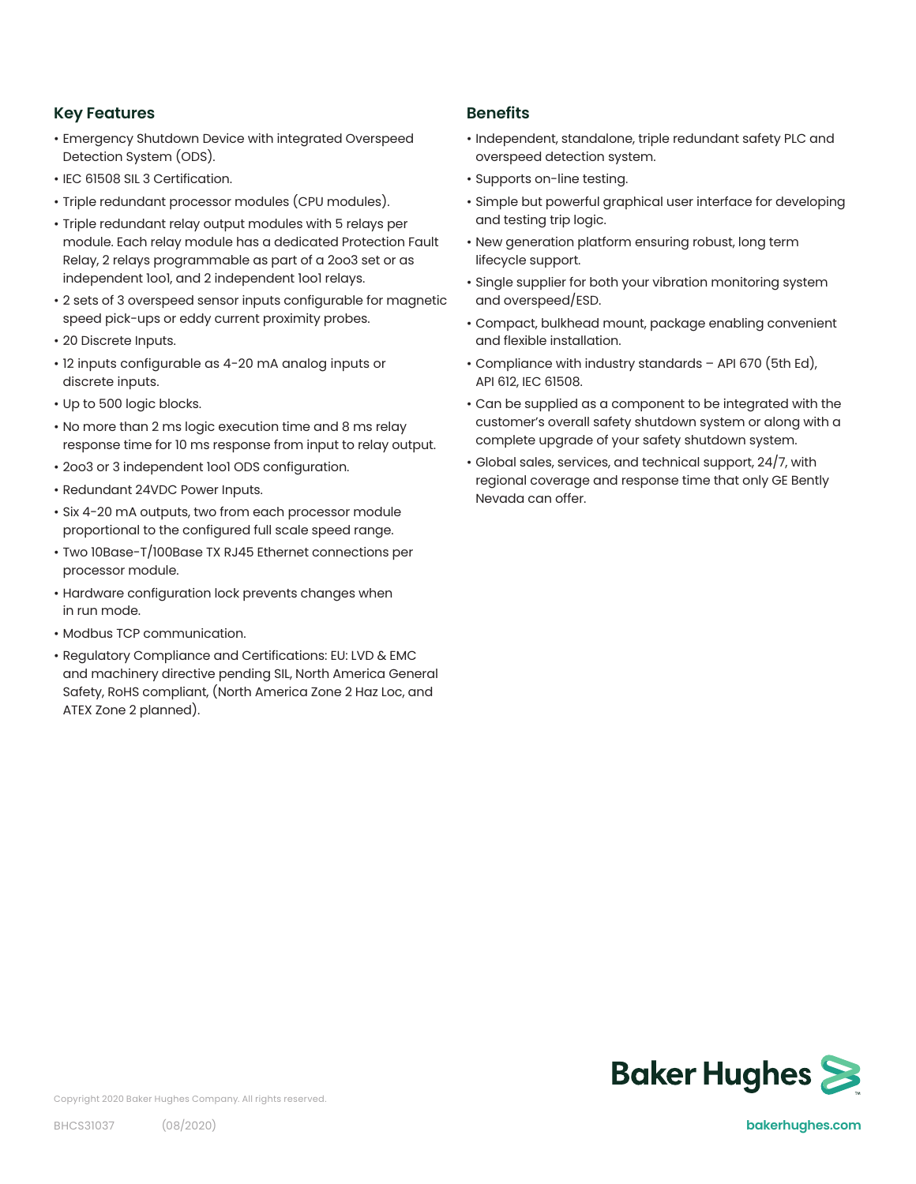## Key Features

- Emergency Shutdown Device with integrated Overspeed Detection System (ODS).
- IEC 61508 SIL 3 Certification.
- Triple redundant processor modules (CPU modules).
- Triple redundant relay output modules with 5 relays per module. Each relay module has a dedicated Protection Fault Relay, 2 relays programmable as part of a 2oo3 set or as independent 1oo1, and 2 independent 1oo1 relays.
- 2 sets of 3 overspeed sensor inputs configurable for magnetic speed pick-ups or eddy current proximity probes.
- 20 Discrete Inputs.
- 12 inputs configurable as 4-20 mA analog inputs or discrete inputs.
- Up to 500 logic blocks.
- No more than 2 ms logic execution time and 8 ms relay response time for 10 ms response from input to relay output.
- 2oo3 or 3 independent 1oo1 ODS configuration.
- Redundant 24VDC Power Inputs.
- Six 4-20 mA outputs, two from each processor module proportional to the configured full scale speed range.
- Two 10Base-T/100Base TX RJ45 Ethernet connections per processor module.
- Hardware configuration lock prevents changes when in run mode.
- Modbus TCP communication.
- Regulatory Compliance and Certifications: EU: LVD & EMC and machinery directive pending SIL, North America General Safety, RoHS compliant, (North America Zone 2 Haz Loc, and ATEX Zone 2 planned).

## Benefits

- Independent, standalone, triple redundant safety PLC and overspeed detection system.
- Supports on-line testing.
- Simple but powerful graphical user interface for developing and testing trip logic.
- New generation platform ensuring robust, long term lifecycle support.
- Single supplier for both your vibration monitoring system and overspeed/ESD.
- Compact, bulkhead mount, package enabling convenient and flexible installation.
- Compliance with industry standards – API 670 (5th Ed), API 612, IEC 61508.
- Can be supplied as a component to be integrated with the customer's overall safety shutdown system or along with a complete upgrade of your safety shutdown system.
- Global sales, services, and technical support, 24/7, with regional coverage and response time that only GE Bently Nevada can offer.

Copyright 2020 Baker Hughes Company. All rights reserved.

BHCS31037 (08/2020)

Baker Hughes

bakerhughes.com